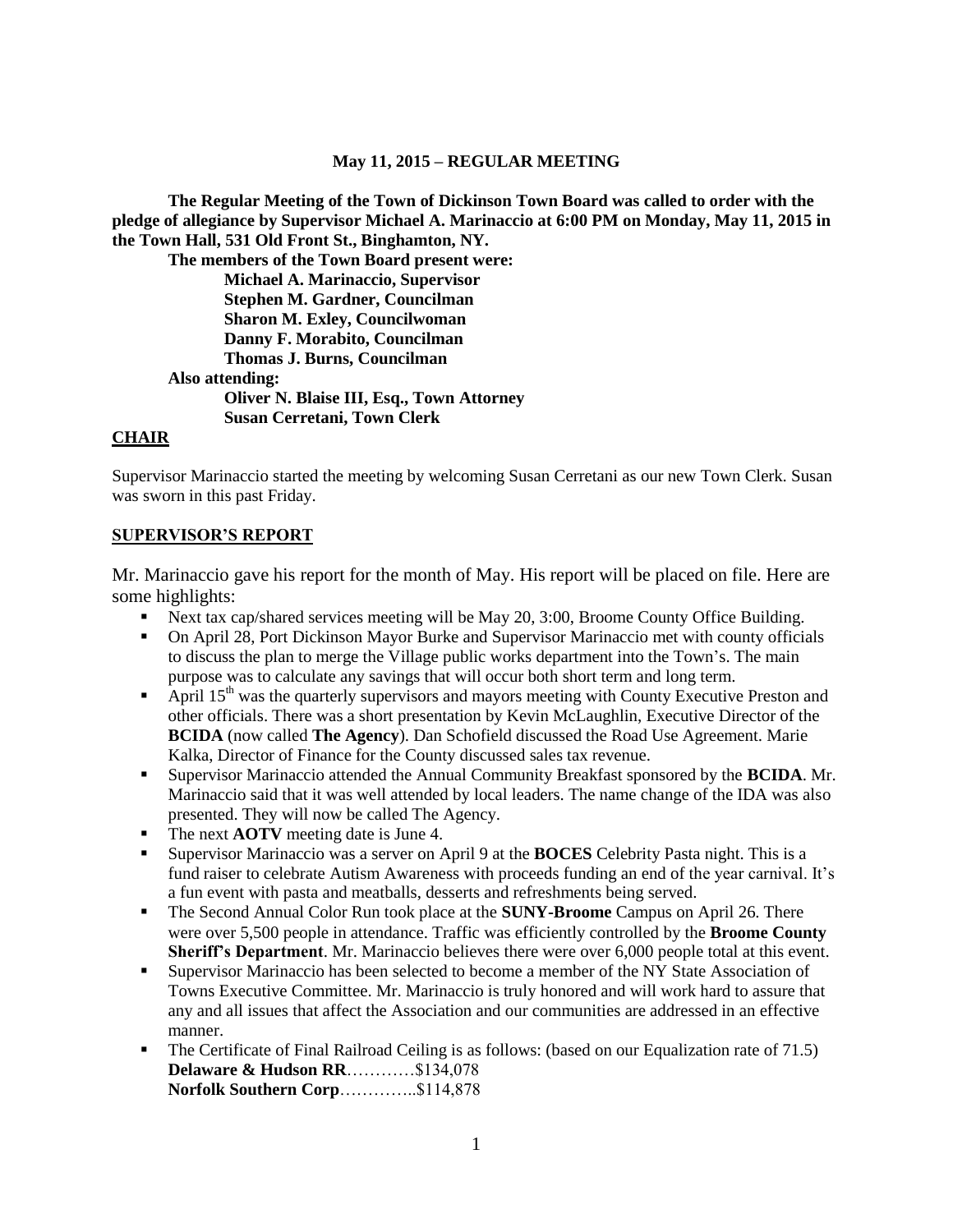**May 11, 2015 – REGULAR MEETING**

**The Regular Meeting of the Town of Dickinson Town Board was called to order with the pledge of allegiance by Supervisor Michael A. Marinaccio at 6:00 PM on Monday, May 11, 2015 in the Town Hall, 531 Old Front St., Binghamton, NY.**

**The members of the Town Board present were:**

**Michael A. Marinaccio, Supervisor**
**Stephen M. Gardner, Councilman**
**Sharon M. Exley, Councilwoman**
**Danny F. Morabito, Councilman**
**Thomas J. Burns, Councilman**

**Also attending:**

**Oliver N. Blaise III, Esq., Town Attorney**
**Susan Cerretani, Town Clerk**

## CHAIR

Supervisor Marinaccio started the meeting by welcoming Susan Cerretani as our new Town Clerk. Susan was sworn in this past Friday.

## SUPERVISOR'S REPORT

Mr. Marinaccio gave his report for the month of May. His report will be placed on file. Here are some highlights:

- Next tax cap/shared services meeting will be May 20, 3:00, Broome County Office Building.
- On April 28, Port Dickinson Mayor Burke and Supervisor Marinaccio met with county officials to discuss the plan to merge the Village public works department into the Town's. The main purpose was to calculate any savings that will occur both short term and long term.
- April 15th was the quarterly supervisors and mayors meeting with County Executive Preston and other officials. There was a short presentation by Kevin McLaughlin, Executive Director of the **BCIDA** (now called **The Agency**). Dan Schofield discussed the Road Use Agreement. Marie Kalka, Director of Finance for the County discussed sales tax revenue.
- Supervisor Marinaccio attended the Annual Community Breakfast sponsored by the **BCIDA**. Mr. Marinaccio said that it was well attended by local leaders. The name change of the IDA was also presented. They will now be called The Agency.
- The next **AOTV** meeting date is June 4.
- Supervisor Marinaccio was a server on April 9 at the **BOCES** Celebrity Pasta night. This is a fund raiser to celebrate Autism Awareness with proceeds funding an end of the year carnival. It's a fun event with pasta and meatballs, desserts and refreshments being served.
- The Second Annual Color Run took place at the **SUNY-Broome** Campus on April 26. There were over 5,500 people in attendance. Traffic was efficiently controlled by the **Broome County Sheriff's Department**. Mr. Marinaccio believes there were over 6,000 people total at this event.
- Supervisor Marinaccio has been selected to become a member of the NY State Association of Towns Executive Committee. Mr. Marinaccio is truly honored and will work hard to assure that any and all issues that affect the Association and our communities are addressed in an effective manner.
- The Certificate of Final Railroad Ceiling is as follows: (based on our Equalization rate of 71.5)
  **Delaware & Hudson RR**…………$134,078
  **Norfolk Southern Corp**…………..$114,878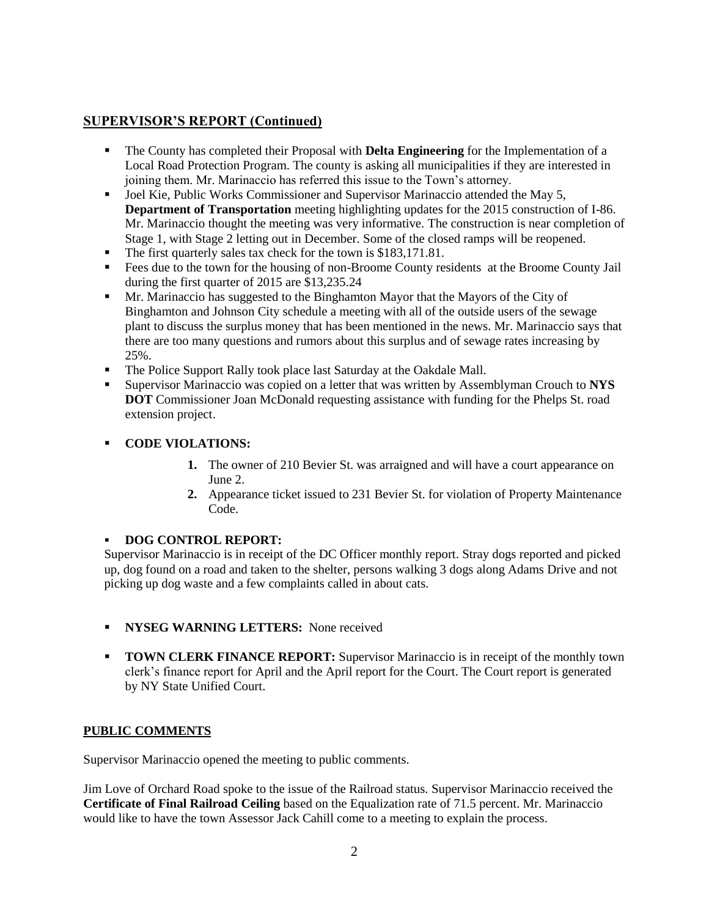## SUPERVISOR'S REPORT (Continued)

- The County has completed their Proposal with **Delta Engineering** for the Implementation of a Local Road Protection Program. The county is asking all municipalities if they are interested in joining them. Mr. Marinaccio has referred this issue to the Town's attorney.
- Joel Kie, Public Works Commissioner and Supervisor Marinaccio attended the May 5, **Department of Transportation** meeting highlighting updates for the 2015 construction of I-86. Mr. Marinaccio thought the meeting was very informative. The construction is near completion of Stage 1, with Stage 2 letting out in December. Some of the closed ramps will be reopened.
- The first quarterly sales tax check for the town is $183,171.81.
- Fees due to the town for the housing of non-Broome County residents at the Broome County Jail during the first quarter of 2015 are $13,235.24
- Mr. Marinaccio has suggested to the Binghamton Mayor that the Mayors of the City of Binghamton and Johnson City schedule a meeting with all of the outside users of the sewage plant to discuss the surplus money that has been mentioned in the news. Mr. Marinaccio says that there are too many questions and rumors about this surplus and of sewage rates increasing by 25%.
- The Police Support Rally took place last Saturday at the Oakdale Mall.
- Supervisor Marinaccio was copied on a letter that was written by Assemblyman Crouch to **NYS DOT** Commissioner Joan McDonald requesting assistance with funding for the Phelps St. road extension project.

- **CODE VIOLATIONS:**
  1. The owner of 210 Bevier St. was arraigned and will have a court appearance on June 2.
  2. Appearance ticket issued to 231 Bevier St. for violation of Property Maintenance Code.

- **DOG CONTROL REPORT:**

Supervisor Marinaccio is in receipt of the DC Officer monthly report. Stray dogs reported and picked up, dog found on a road and taken to the shelter, persons walking 3 dogs along Adams Drive and not picking up dog waste and a few complaints called in about cats.

- **NYSEG WARNING LETTERS:** None received

- **TOWN CLERK FINANCE REPORT:** Supervisor Marinaccio is in receipt of the monthly town clerk's finance report for April and the April report for the Court. The Court report is generated by NY State Unified Court.

## PUBLIC COMMENTS

Supervisor Marinaccio opened the meeting to public comments.

Jim Love of Orchard Road spoke to the issue of the Railroad status. Supervisor Marinaccio received the **Certificate of Final Railroad Ceiling** based on the Equalization rate of 71.5 percent. Mr. Marinaccio would like to have the town Assessor Jack Cahill come to a meeting to explain the process.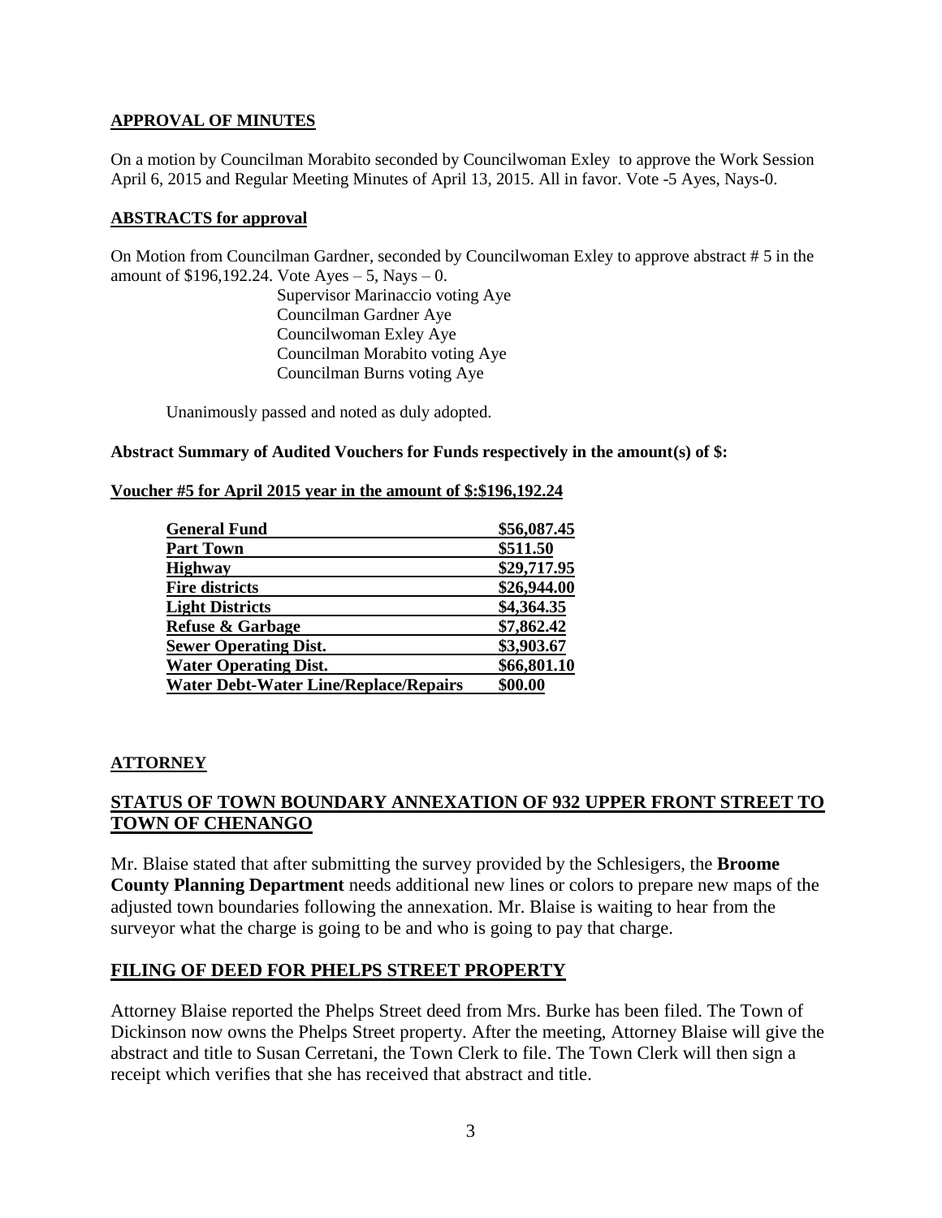## APPROVAL OF MINUTES

On a motion by Councilman Morabito seconded by Councilwoman Exley to approve the Work Session April 6, 2015 and Regular Meeting Minutes of April 13, 2015. All in favor. Vote -5 Ayes, Nays-0.

## ABSTRACTS for approval

On Motion from Councilman Gardner, seconded by Councilwoman Exley to approve abstract # 5 in the amount of $196,192.24. Vote Ayes – 5, Nays – 0.

Supervisor Marinaccio voting Aye
Councilman Gardner Aye
Councilwoman Exley Aye
Councilman Morabito voting Aye
Councilman Burns voting Aye

Unanimously passed and noted as duly adopted.

**Abstract Summary of Audited Vouchers for Funds respectively in the amount(s) of $:**

**Voucher #5 for April 2015 year in the amount of $:$196,192.24**

| | |
|---|---|
| **General Fund** | **$56,087.45** |
| **Part Town** | **$511.50** |
| **Highway** | **$29,717.95** |
| **Fire districts** | **$26,944.00** |
| **Light Districts** | **$4,364.35** |
| **Refuse & Garbage** | **$7,862.42** |
| **Sewer Operating Dist.** | **$3,903.67** |
| **Water Operating Dist.** | **$66,801.10** |
| **Water Debt-Water Line/Replace/Repairs** | **$00.00** |

## ATTORNEY

## STATUS OF TOWN BOUNDARY ANNEXATION OF 932 UPPER FRONT STREET TO TOWN OF CHENANGO

Mr. Blaise stated that after submitting the survey provided by the Schlesigers, the **Broome County Planning Department** needs additional new lines or colors to prepare new maps of the adjusted town boundaries following the annexation. Mr. Blaise is waiting to hear from the surveyor what the charge is going to be and who is going to pay that charge.

## FILING OF DEED FOR PHELPS STREET PROPERTY

Attorney Blaise reported the Phelps Street deed from Mrs. Burke has been filed. The Town of Dickinson now owns the Phelps Street property. After the meeting, Attorney Blaise will give the abstract and title to Susan Cerretani, the Town Clerk to file. The Town Clerk will then sign a receipt which verifies that she has received that abstract and title.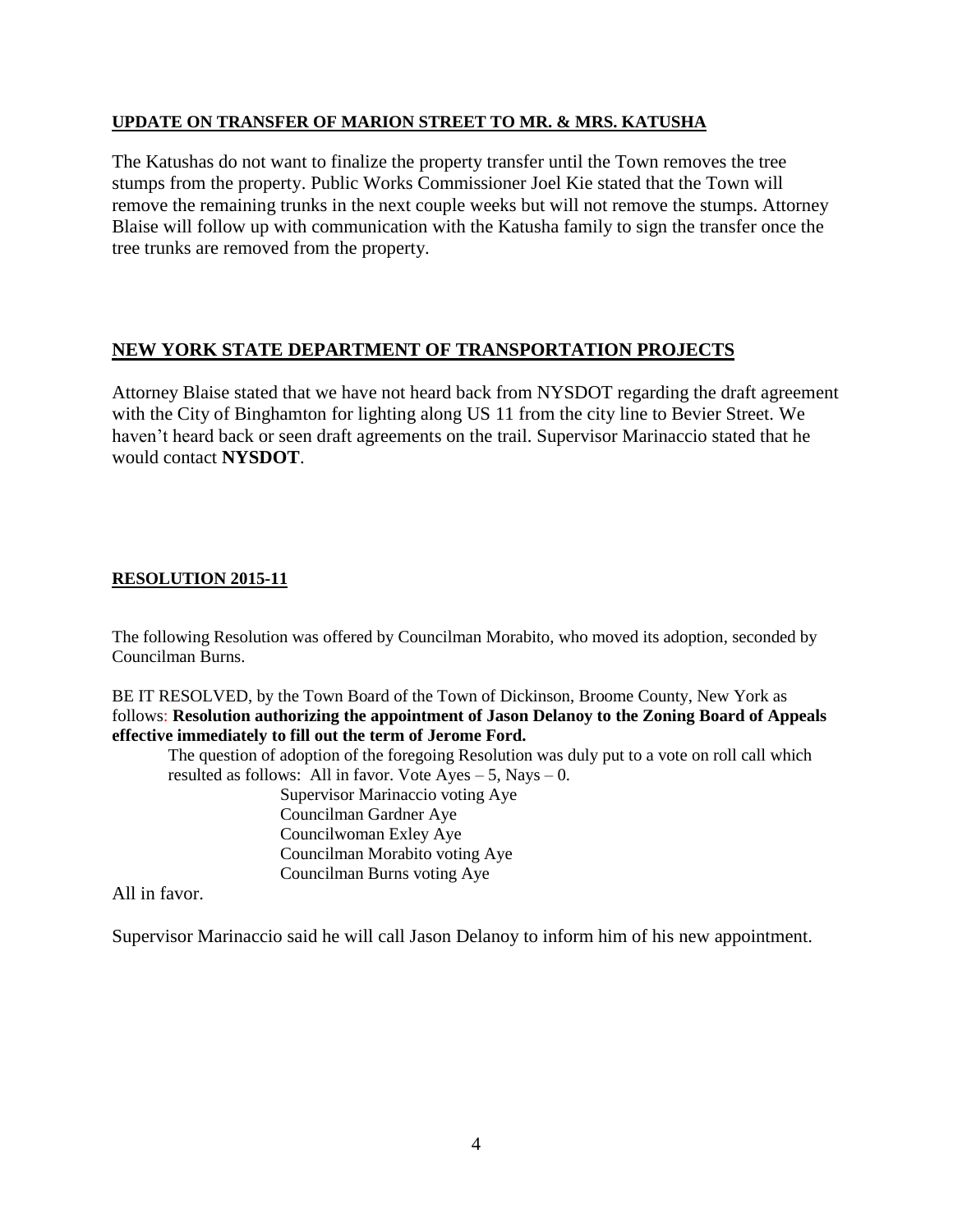**UPDATE ON TRANSFER OF MARION STREET TO MR. & MRS. KATUSHA**

The Katushas do not want to finalize the property transfer until the Town removes the tree stumps from the property. Public Works Commissioner Joel Kie stated that the Town will remove the remaining trunks in the next couple weeks but will not remove the stumps. Attorney Blaise will follow up with communication with the Katusha family to sign the transfer once the tree trunks are removed from the property.

**NEW YORK STATE DEPARTMENT OF TRANSPORTATION PROJECTS**

Attorney Blaise stated that we have not heard back from NYSDOT regarding the draft agreement with the City of Binghamton for lighting along US 11 from the city line to Bevier Street. We haven't heard back or seen draft agreements on the trail. Supervisor Marinaccio stated that he would contact **NYSDOT**.

**RESOLUTION 2015-11**

The following Resolution was offered by Councilman Morabito, who moved its adoption, seconded by Councilman Burns.

BE IT RESOLVED, by the Town Board of the Town of Dickinson, Broome County, New York as follows: **Resolution authorizing the appointment of Jason Delanoy to the Zoning Board of Appeals effective immediately to fill out the term of Jerome Ford.**

The question of adoption of the foregoing Resolution was duly put to a vote on roll call which resulted as follows: All in favor. Vote Ayes – 5, Nays – 0.

Supervisor Marinaccio voting Aye
Councilman Gardner Aye
Councilwoman Exley Aye
Councilman Morabito voting Aye
Councilman Burns voting Aye

All in favor.

Supervisor Marinaccio said he will call Jason Delanoy to inform him of his new appointment.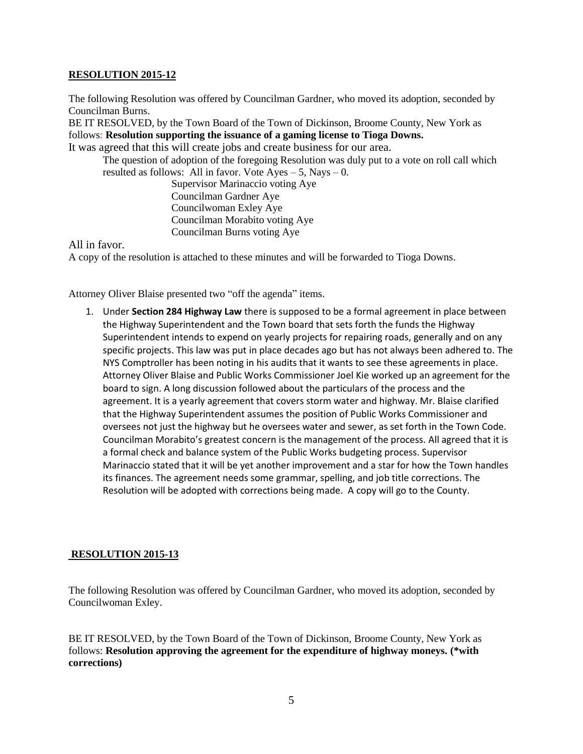**RESOLUTION 2015-12**

The following Resolution was offered by Councilman Gardner, who moved its adoption, seconded by Councilman Burns.

BE IT RESOLVED, by the Town Board of the Town of Dickinson, Broome County, New York as follows: **Resolution supporting the issuance of a gaming license to Tioga Downs.**

It was agreed that this will create jobs and create business for our area.

The question of adoption of the foregoing Resolution was duly put to a vote on roll call which resulted as follows: All in favor. Vote Ayes – 5, Nays – 0.

Supervisor Marinaccio voting Aye
Councilman Gardner Aye
Councilwoman Exley Aye
Councilman Morabito voting Aye
Councilman Burns voting Aye

All in favor.

A copy of the resolution is attached to these minutes and will be forwarded to Tioga Downs.

Attorney Oliver Blaise presented two "off the agenda" items.

1. Under **Section 284 Highway Law** there is supposed to be a formal agreement in place between the Highway Superintendent and the Town board that sets forth the funds the Highway Superintendent intends to expend on yearly projects for repairing roads, generally and on any specific projects. This law was put in place decades ago but has not always been adhered to. The NYS Comptroller has been noting in his audits that it wants to see these agreements in place. Attorney Oliver Blaise and Public Works Commissioner Joel Kie worked up an agreement for the board to sign. A long discussion followed about the particulars of the process and the agreement. It is a yearly agreement that covers storm water and highway. Mr. Blaise clarified that the Highway Superintendent assumes the position of Public Works Commissioner and oversees not just the highway but he oversees water and sewer, as set forth in the Town Code. Councilman Morabito's greatest concern is the management of the process. All agreed that it is a formal check and balance system of the Public Works budgeting process. Supervisor Marinaccio stated that it will be yet another improvement and a star for how the Town handles its finances. The agreement needs some grammar, spelling, and job title corrections. The Resolution will be adopted with corrections being made. A copy will go to the County.

**RESOLUTION 2015-13**

The following Resolution was offered by Councilman Gardner, who moved its adoption, seconded by Councilwoman Exley.

BE IT RESOLVED, by the Town Board of the Town of Dickinson, Broome County, New York as follows: **Resolution approving the agreement for the expenditure of highway moneys. (*with corrections)**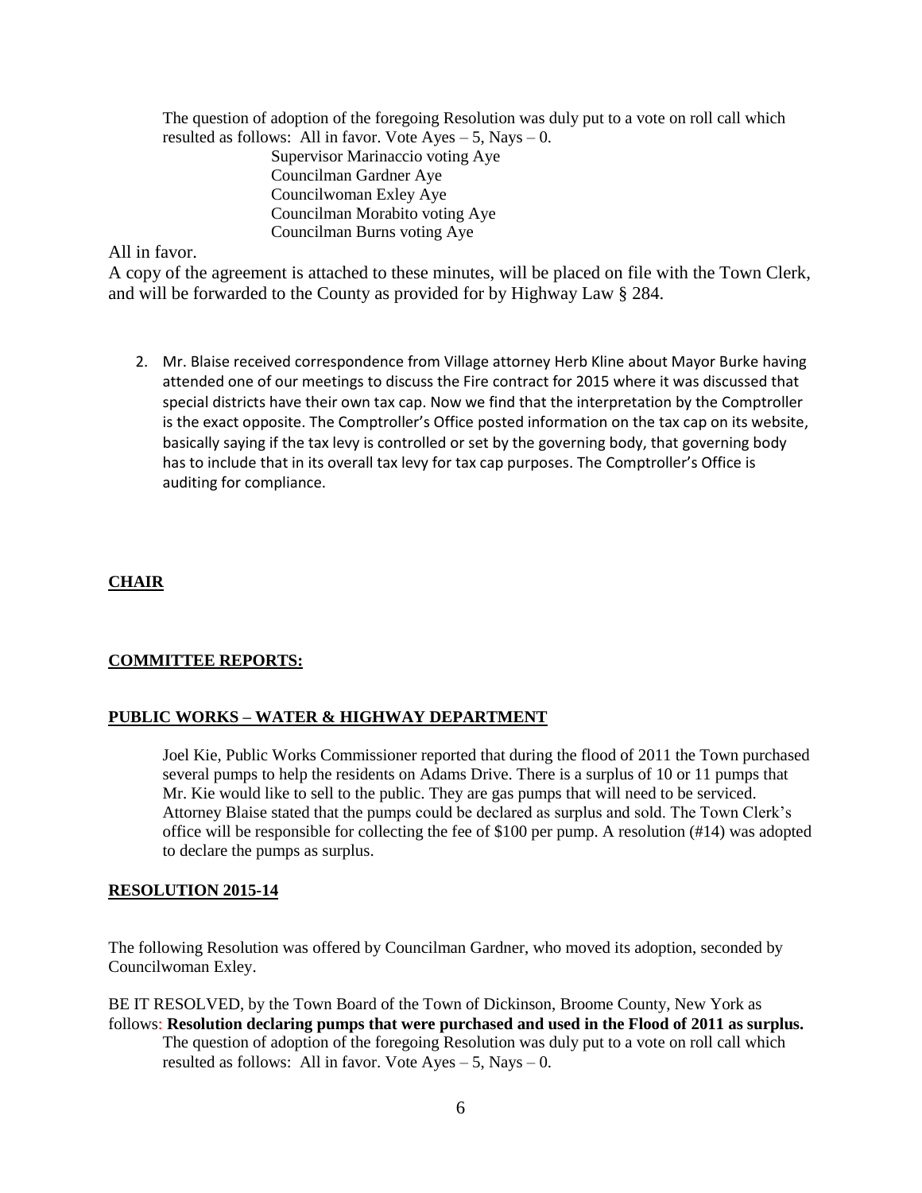The question of adoption of the foregoing Resolution was duly put to a vote on roll call which resulted as follows: All in favor. Vote Ayes – 5, Nays – 0.

Supervisor Marinaccio voting Aye
Councilman Gardner Aye
Councilwoman Exley Aye
Councilman Morabito voting Aye
Councilman Burns voting Aye

All in favor.

A copy of the agreement is attached to these minutes, will be placed on file with the Town Clerk, and will be forwarded to the County as provided for by Highway Law § 284.

2. Mr. Blaise received correspondence from Village attorney Herb Kline about Mayor Burke having attended one of our meetings to discuss the Fire contract for 2015 where it was discussed that special districts have their own tax cap. Now we find that the interpretation by the Comptroller is the exact opposite. The Comptroller's Office posted information on the tax cap on its website, basically saying if the tax levy is controlled or set by the governing body, that governing body has to include that in its overall tax levy for tax cap purposes. The Comptroller's Office is auditing for compliance.

**CHAIR**

**COMMITTEE REPORTS:**

**PUBLIC WORKS – WATER & HIGHWAY DEPARTMENT**

Joel Kie, Public Works Commissioner reported that during the flood of 2011 the Town purchased several pumps to help the residents on Adams Drive. There is a surplus of 10 or 11 pumps that Mr. Kie would like to sell to the public. They are gas pumps that will need to be serviced. Attorney Blaise stated that the pumps could be declared as surplus and sold. The Town Clerk's office will be responsible for collecting the fee of $100 per pump. A resolution (#14) was adopted to declare the pumps as surplus.

**RESOLUTION 2015-14**

The following Resolution was offered by Councilman Gardner, who moved its adoption, seconded by Councilwoman Exley.

BE IT RESOLVED, by the Town Board of the Town of Dickinson, Broome County, New York as follows: **Resolution declaring pumps that were purchased and used in the Flood of 2011 as surplus.**

The question of adoption of the foregoing Resolution was duly put to a vote on roll call which resulted as follows: All in favor. Vote Ayes – 5, Nays – 0.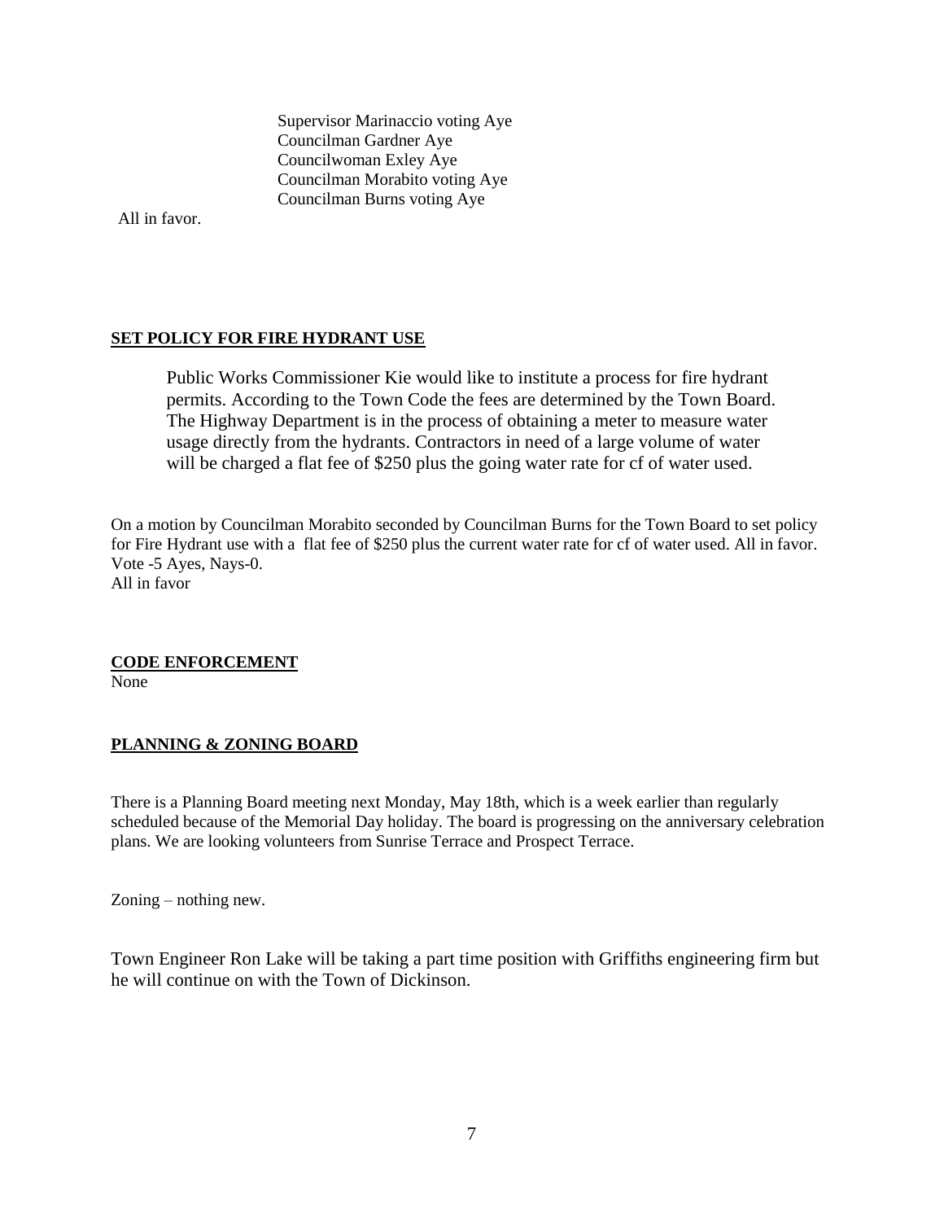Supervisor Marinaccio voting Aye
Councilman Gardner Aye
Councilwoman Exley Aye
Councilman Morabito voting Aye
Councilman Burns voting Aye

All in favor.

**SET POLICY FOR FIRE HYDRANT USE**

Public Works Commissioner Kie would like to institute a process for fire hydrant permits. According to the Town Code the fees are determined by the Town Board. The Highway Department is in the process of obtaining a meter to measure water usage directly from the hydrants. Contractors in need of a large volume of water will be charged a flat fee of $250 plus the going water rate for cf of water used.

On a motion by Councilman Morabito seconded by Councilman Burns for the Town Board to set policy for Fire Hydrant use with a flat fee of $250 plus the current water rate for cf of water used. All in favor. Vote -5 Ayes, Nays-0.
All in favor

**CODE ENFORCEMENT**
None

**PLANNING & ZONING BOARD**

There is a Planning Board meeting next Monday, May 18th, which is a week earlier than regularly scheduled because of the Memorial Day holiday. The board is progressing on the anniversary celebration plans. We are looking volunteers from Sunrise Terrace and Prospect Terrace.

Zoning – nothing new.

Town Engineer Ron Lake will be taking a part time position with Griffiths engineering firm but he will continue on with the Town of Dickinson.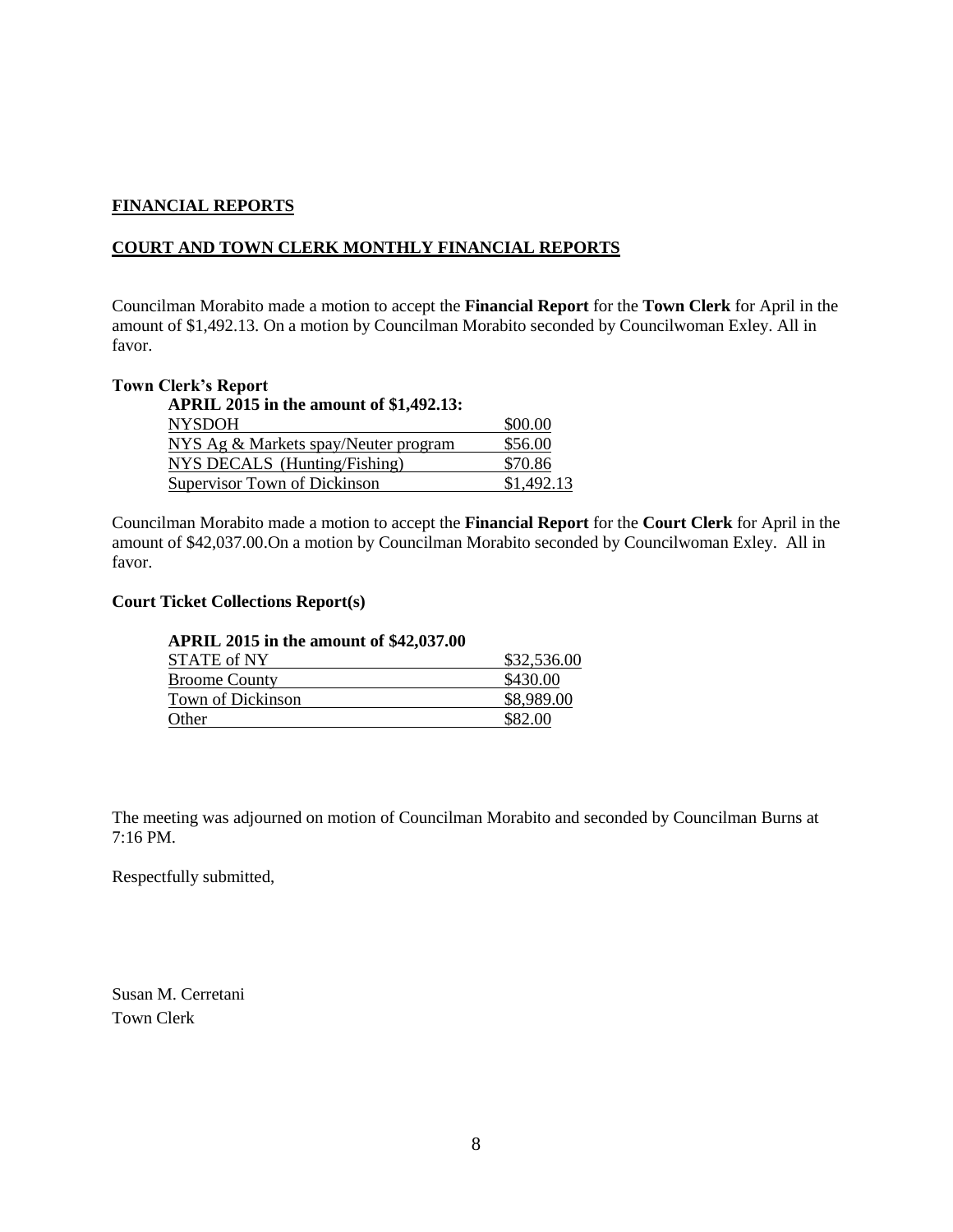## FINANCIAL REPORTS

## COURT AND TOWN CLERK MONTHLY FINANCIAL REPORTS

Councilman Morabito made a motion to accept the **Financial Report** for the **Town Clerk** for April in the amount of $1,492.13. On a motion by Councilman Morabito seconded by Councilwoman Exley. All in favor.

**Town Clerk's Report**

**APRIL 2015 in the amount of $1,492.13:**

| | |
|---|---|
| NYSDOH | $00.00 |
| NYS Ag & Markets spay/Neuter program | $56.00 |
| NYS DECALS (Hunting/Fishing) | $70.86 |
| Supervisor Town of Dickinson | $1,492.13 |

Councilman Morabito made a motion to accept the **Financial Report** for the **Court Clerk** for April in the amount of $42,037.00.On a motion by Councilman Morabito seconded by Councilwoman Exley. All in favor.

**Court Ticket Collections Report(s)**

**APRIL 2015 in the amount of $42,037.00**

| | |
|---|---|
| STATE of NY | $32,536.00 |
| Broome County | $430.00 |
| Town of Dickinson | $8,989.00 |
| Other | $82.00 |

The meeting was adjourned on motion of Councilman Morabito and seconded by Councilman Burns at 7:16 PM.

Respectfully submitted,

Susan M. Cerretani
Town Clerk